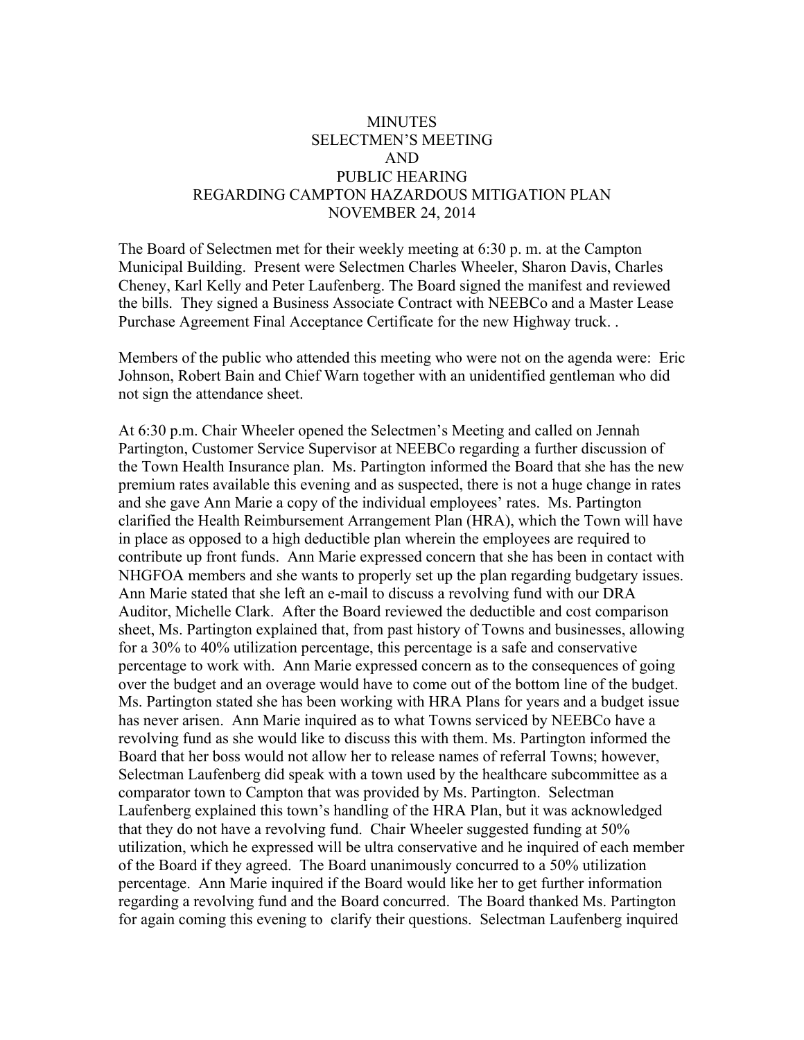# MINUTES
## SELECTMEN'S MEETING
## AND
## PUBLIC HEARING
## REGARDING CAMPTON HAZARDOUS MITIGATION PLAN
## NOVEMBER 24, 2014

The Board of Selectmen met for their weekly meeting at 6:30 p. m. at the Campton Municipal Building. Present were Selectmen Charles Wheeler, Sharon Davis, Charles Cheney, Karl Kelly and Peter Laufenberg. The Board signed the manifest and reviewed the bills. They signed a Business Associate Contract with NEEBCo and a Master Lease Purchase Agreement Final Acceptance Certificate for the new Highway truck. .

Members of the public who attended this meeting who were not on the agenda were: Eric Johnson, Robert Bain and Chief Warn together with an unidentified gentleman who did not sign the attendance sheet.

At 6:30 p.m. Chair Wheeler opened the Selectmen's Meeting and called on Jennah Partington, Customer Service Supervisor at NEEBCo regarding a further discussion of the Town Health Insurance plan. Ms. Partington informed the Board that she has the new premium rates available this evening and as suspected, there is not a huge change in rates and she gave Ann Marie a copy of the individual employees' rates. Ms. Partington clarified the Health Reimbursement Arrangement Plan (HRA), which the Town will have in place as opposed to a high deductible plan wherein the employees are required to contribute up front funds. Ann Marie expressed concern that she has been in contact with NHGFOA members and she wants to properly set up the plan regarding budgetary issues. Ann Marie stated that she left an e-mail to discuss a revolving fund with our DRA Auditor, Michelle Clark. After the Board reviewed the deductible and cost comparison sheet, Ms. Partington explained that, from past history of Towns and businesses, allowing for a 30% to 40% utilization percentage, this percentage is a safe and conservative percentage to work with. Ann Marie expressed concern as to the consequences of going over the budget and an overage would have to come out of the bottom line of the budget. Ms. Partington stated she has been working with HRA Plans for years and a budget issue has never arisen. Ann Marie inquired as to what Towns serviced by NEEBCo have a revolving fund as she would like to discuss this with them. Ms. Partington informed the Board that her boss would not allow her to release names of referral Towns; however, Selectman Laufenberg did speak with a town used by the healthcare subcommittee as a comparator town to Campton that was provided by Ms. Partington. Selectman Laufenberg explained this town's handling of the HRA Plan, but it was acknowledged that they do not have a revolving fund. Chair Wheeler suggested funding at 50% utilization, which he expressed will be ultra conservative and he inquired of each member of the Board if they agreed. The Board unanimously concurred to a 50% utilization percentage. Ann Marie inquired if the Board would like her to get further information regarding a revolving fund and the Board concurred. The Board thanked Ms. Partington for again coming this evening to clarify their questions. Selectman Laufenberg inquired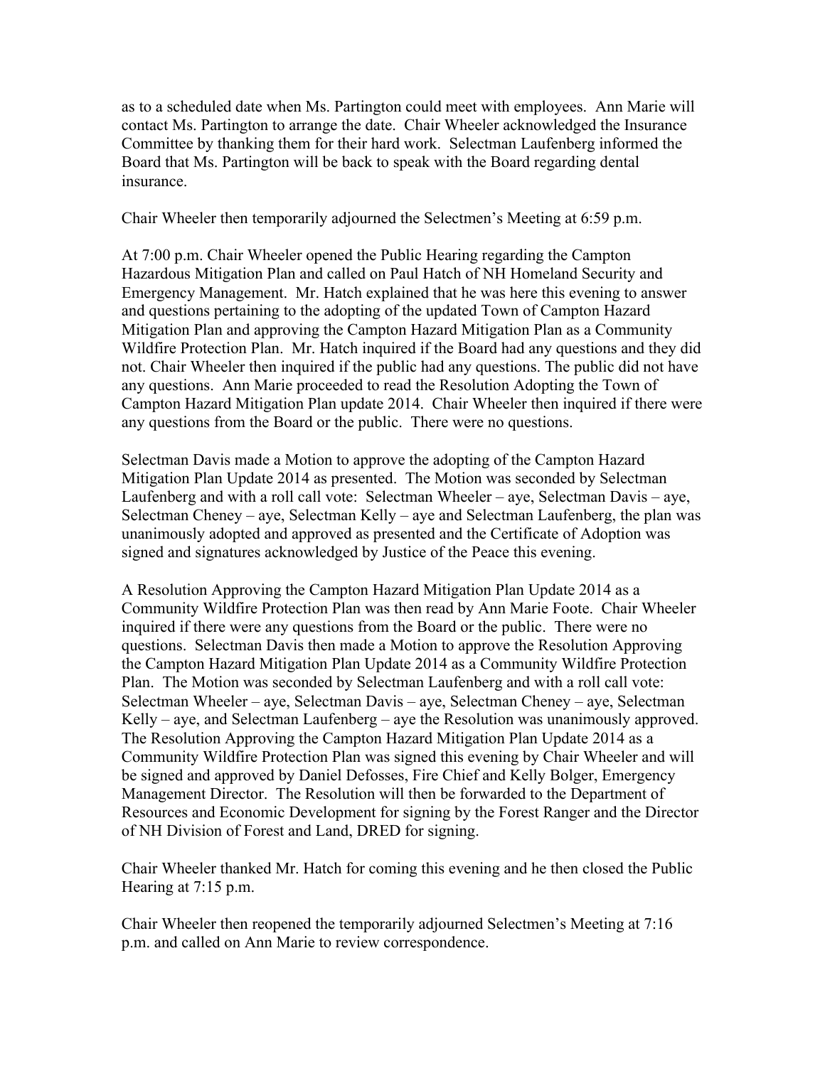as to a scheduled date when Ms. Partington could meet with employees. Ann Marie will contact Ms. Partington to arrange the date. Chair Wheeler acknowledged the Insurance Committee by thanking them for their hard work. Selectman Laufenberg informed the Board that Ms. Partington will be back to speak with the Board regarding dental insurance.

Chair Wheeler then temporarily adjourned the Selectmen's Meeting at 6:59 p.m.

At 7:00 p.m. Chair Wheeler opened the Public Hearing regarding the Campton Hazardous Mitigation Plan and called on Paul Hatch of NH Homeland Security and Emergency Management. Mr. Hatch explained that he was here this evening to answer and questions pertaining to the adopting of the updated Town of Campton Hazard Mitigation Plan and approving the Campton Hazard Mitigation Plan as a Community Wildfire Protection Plan. Mr. Hatch inquired if the Board had any questions and they did not. Chair Wheeler then inquired if the public had any questions. The public did not have any questions. Ann Marie proceeded to read the Resolution Adopting the Town of Campton Hazard Mitigation Plan update 2014. Chair Wheeler then inquired if there were any questions from the Board or the public. There were no questions.

Selectman Davis made a Motion to approve the adopting of the Campton Hazard Mitigation Plan Update 2014 as presented. The Motion was seconded by Selectman Laufenberg and with a roll call vote: Selectman Wheeler – aye, Selectman Davis – aye, Selectman Cheney – aye, Selectman Kelly – aye and Selectman Laufenberg, the plan was unanimously adopted and approved as presented and the Certificate of Adoption was signed and signatures acknowledged by Justice of the Peace this evening.

A Resolution Approving the Campton Hazard Mitigation Plan Update 2014 as a Community Wildfire Protection Plan was then read by Ann Marie Foote. Chair Wheeler inquired if there were any questions from the Board or the public. There were no questions. Selectman Davis then made a Motion to approve the Resolution Approving the Campton Hazard Mitigation Plan Update 2014 as a Community Wildfire Protection Plan. The Motion was seconded by Selectman Laufenberg and with a roll call vote: Selectman Wheeler – aye, Selectman Davis – aye, Selectman Cheney – aye, Selectman Kelly – aye, and Selectman Laufenberg – aye the Resolution was unanimously approved. The Resolution Approving the Campton Hazard Mitigation Plan Update 2014 as a Community Wildfire Protection Plan was signed this evening by Chair Wheeler and will be signed and approved by Daniel Defosses, Fire Chief and Kelly Bolger, Emergency Management Director. The Resolution will then be forwarded to the Department of Resources and Economic Development for signing by the Forest Ranger and the Director of NH Division of Forest and Land, DRED for signing.

Chair Wheeler thanked Mr. Hatch for coming this evening and he then closed the Public Hearing at 7:15 p.m.

Chair Wheeler then reopened the temporarily adjourned Selectmen's Meeting at 7:16 p.m. and called on Ann Marie to review correspondence.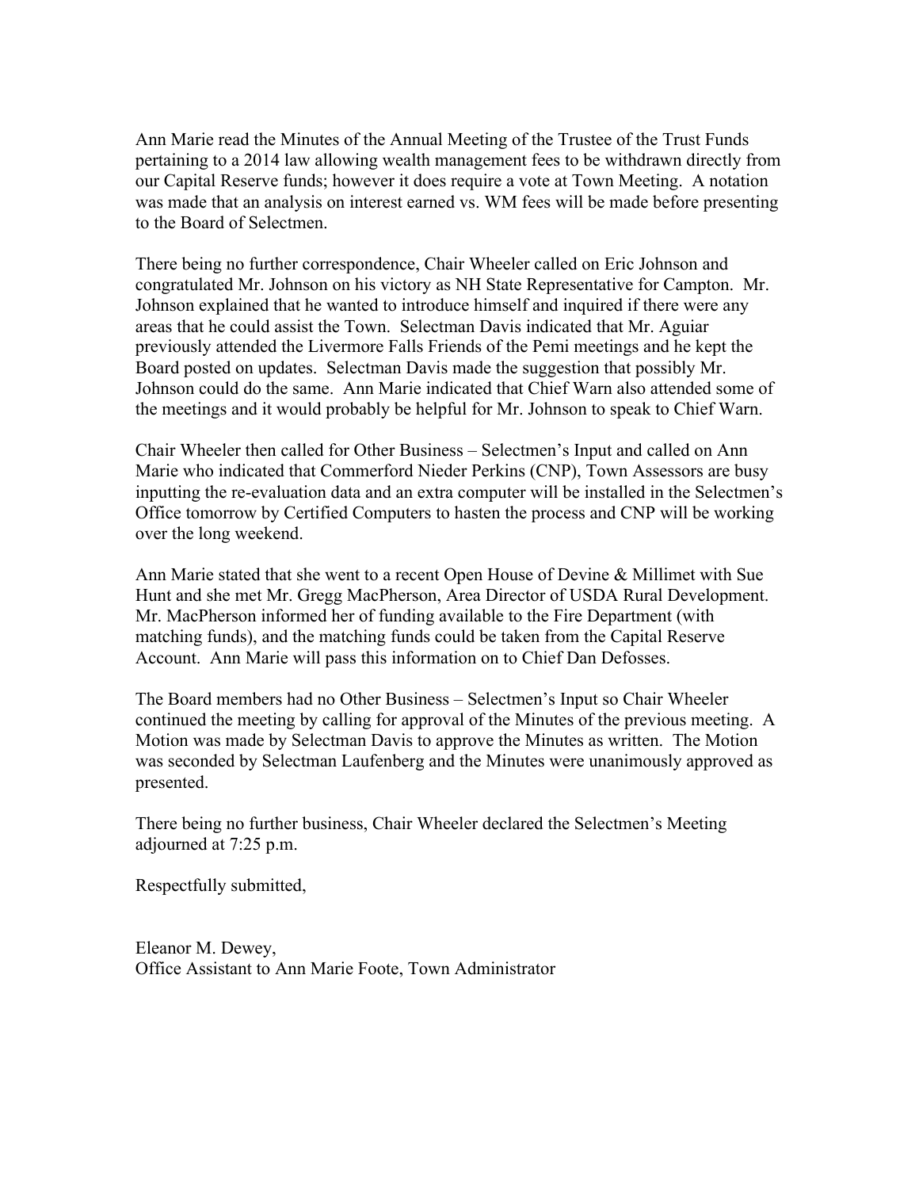Ann Marie read the Minutes of the Annual Meeting of the Trustee of the Trust Funds pertaining to a 2014 law allowing wealth management fees to be withdrawn directly from our Capital Reserve funds; however it does require a vote at Town Meeting. A notation was made that an analysis on interest earned vs. WM fees will be made before presenting to the Board of Selectmen.

There being no further correspondence, Chair Wheeler called on Eric Johnson and congratulated Mr. Johnson on his victory as NH State Representative for Campton. Mr. Johnson explained that he wanted to introduce himself and inquired if there were any areas that he could assist the Town. Selectman Davis indicated that Mr. Aguiar previously attended the Livermore Falls Friends of the Pemi meetings and he kept the Board posted on updates. Selectman Davis made the suggestion that possibly Mr. Johnson could do the same. Ann Marie indicated that Chief Warn also attended some of the meetings and it would probably be helpful for Mr. Johnson to speak to Chief Warn.

Chair Wheeler then called for Other Business – Selectmen's Input and called on Ann Marie who indicated that Commerford Nieder Perkins (CNP), Town Assessors are busy inputting the re-evaluation data and an extra computer will be installed in the Selectmen's Office tomorrow by Certified Computers to hasten the process and CNP will be working over the long weekend.

Ann Marie stated that she went to a recent Open House of Devine & Millimet with Sue Hunt and she met Mr. Gregg MacPherson, Area Director of USDA Rural Development. Mr. MacPherson informed her of funding available to the Fire Department (with matching funds), and the matching funds could be taken from the Capital Reserve Account. Ann Marie will pass this information on to Chief Dan Defosses.

The Board members had no Other Business – Selectmen's Input so Chair Wheeler continued the meeting by calling for approval of the Minutes of the previous meeting. A Motion was made by Selectman Davis to approve the Minutes as written. The Motion was seconded by Selectman Laufenberg and the Minutes were unanimously approved as presented.

There being no further business, Chair Wheeler declared the Selectmen's Meeting adjourned at 7:25 p.m.

Respectfully submitted,

Eleanor M. Dewey,  
Office Assistant to Ann Marie Foote, Town Administrator